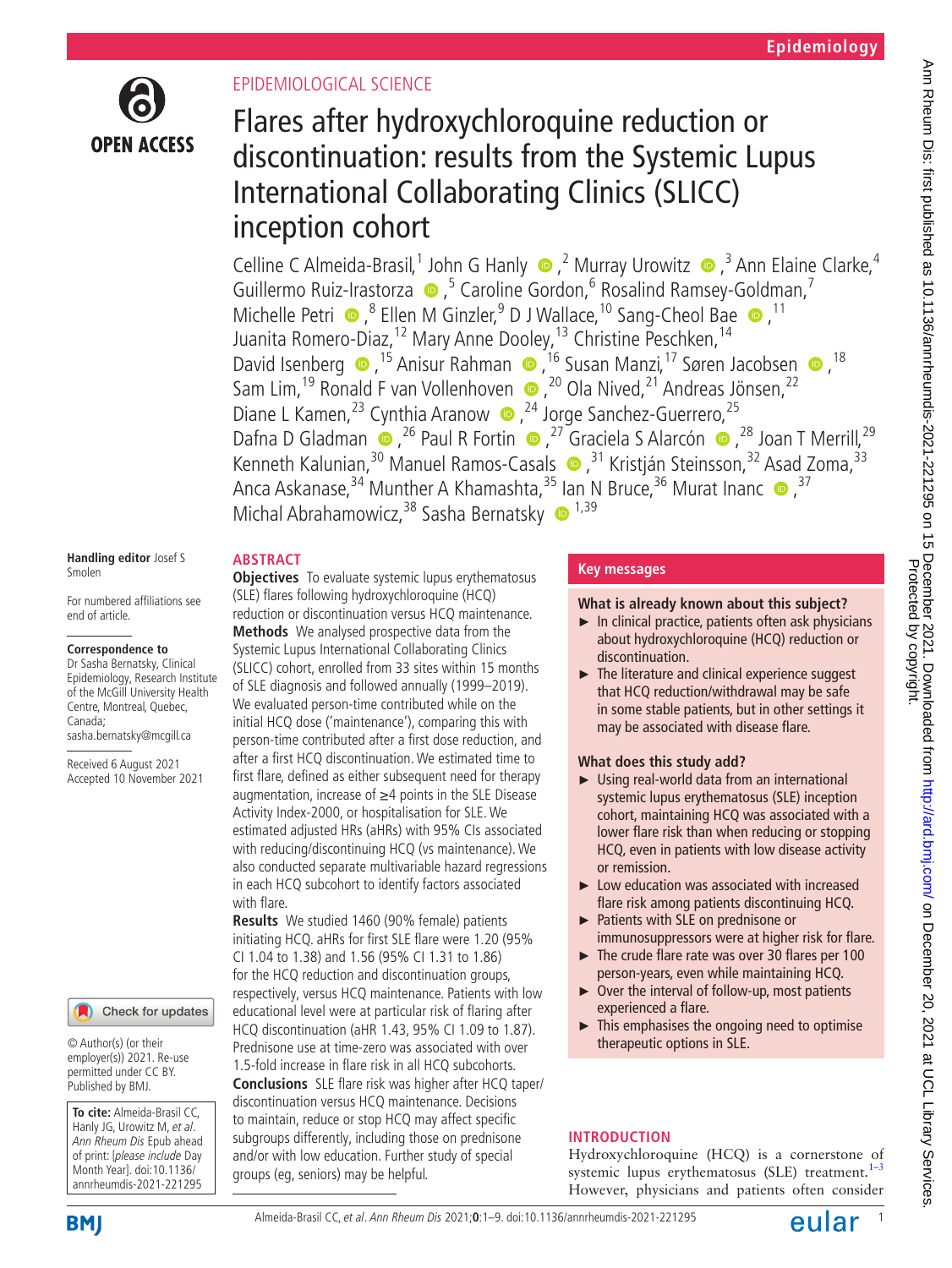# Flares after hydroxychloroquine reduction or discontinuation: results from the Systemic Lupus International Collaborating Clinics (SLICC) inception cohort

EPIDEMIOLOGICAL SCIENCE

Celline C Almeida-Brasil,[1] John G Hanly,[2] Murray Urowitz,[3] Ann Elaine Clarke,[4] Guillermo Ruiz-Irastorza,[5] Caroline Gordon,[6] Rosalind Ramsey-Goldman,[7] Michelle Petri,[8] Ellen M Ginzler,[9] D J Wallace,[10] Sang-Cheol Bae,[11] Juanita Romero-Diaz,[12] Mary Anne Dooley,[13] Christine Peschken,[14] David Isenberg,[15] Anisur Rahman,[16] Susan Manzi,[17] Søren Jacobsen,[18] Sam Lim,[19] Ronald F van Vollenhoven,[20] Ola Nived,[21] Andreas Jönsen,[22] Diane L Kamen,[23] Cynthia Aranow,[24] Jorge Sanchez-Guerrero,[25] Dafna D Gladman,[26] Paul R Fortin,[27] Graciela S Alarcón,[28] Joan T Merrill,[29] Kenneth Kalunian,[30] Manuel Ramos-Casals,[31] Kristján Steinsson,[32] Asad Zoma,[33] Anca Askanase,[34] Munther A Khamashta,[35] Ian N Bruce,[36] Murat Inanc,[37] Michal Abrahamowicz,[38] Sasha Bernatsky[1,39]

Handling editor Josef S Smolen

For numbered affiliations see end of article.

**Correspondence to**
Dr Sasha Bernatsky, Clinical Epidemiology, Research Institute of the McGill University Health Centre, Montreal, Quebec, Canada; sasha.bernatsky@mcgill.ca

Received 6 August 2021
Accepted 10 November 2021

© Author(s) (or their employer(s)) 2021. Re-use permitted under CC BY. Published by BMJ.

**To cite:** Almeida-Brasil CC, Hanly JG, Urowitz M, *et al*. *Ann Rheum Dis* Epub ahead of print: [*please include* Day Month Year]. doi:10.1136/annrheumdis-2021-221295

## ABSTRACT

**Objectives** To evaluate systemic lupus erythematosus (SLE) flares following hydroxychloroquine (HCQ) reduction or discontinuation versus HCQ maintenance.

**Methods** We analysed prospective data from the Systemic Lupus International Collaborating Clinics (SLICC) cohort, enrolled from 33 sites within 15 months of SLE diagnosis and followed annually (1999–2019). We evaluated person-time contributed while on the initial HCQ dose ('maintenance'), comparing this with person-time contributed after a first dose reduction, and after a first HCQ discontinuation. We estimated time to first flare, defined as either subsequent need for therapy augmentation, increase of ≥4 points in the SLE Disease Activity Index-2000, or hospitalisation for SLE. We estimated adjusted HRs (aHRs) with 95% CIs associated with reducing/discontinuing HCQ (vs maintenance). We also conducted separate multivariable hazard regressions in each HCQ subcohort to identify factors associated with flare.

**Results** We studied 1460 (90% female) patients initiating HCQ. aHRs for first SLE flare were 1.20 (95% CI 1.04 to 1.38) and 1.56 (95% CI 1.31 to 1.86) for the HCQ reduction and discontinuation groups, respectively, versus HCQ maintenance. Patients with low educational level were at particular risk of flaring after HCQ discontinuation (aHR 1.43, 95% CI 1.09 to 1.87). Prednisone use at time-zero was associated with over 1.5-fold increase in flare risk in all HCQ subcohorts.

**Conclusions** SLE flare risk was higher after HCQ taper/discontinuation versus HCQ maintenance. Decisions to maintain, reduce or stop HCQ may affect specific subgroups differently, including those on prednisone and/or with low education. Further study of special groups (eg, seniors) may be helpful.

## Key messages

**What is already known about this subject?**

- In clinical practice, patients often ask physicians about hydroxychloroquine (HCQ) reduction or discontinuation.
- The literature and clinical experience suggest that HCQ reduction/withdrawal may be safe in some stable patients, but in other settings it may be associated with disease flare.

**What does this study add?**

- Using real-world data from an international systemic lupus erythematosus (SLE) inception cohort, maintaining HCQ was associated with a lower flare risk than when reducing or stopping HCQ, even in patients with low disease activity or remission.
- Low education was associated with increased flare risk among patients discontinuing HCQ.
- Patients with SLE on prednisone or immunosuppressors were at higher risk for flare.
- The crude flare rate was over 30 flares per 100 person-years, even while maintaining HCQ.
- Over the interval of follow-up, most patients experienced a flare.
- This emphasises the ongoing need to optimise therapeutic options in SLE.

## INTRODUCTION

Hydroxychloroquine (HCQ) is a cornerstone of systemic lupus erythematosus (SLE) treatment.[1–3] However, physicians and patients often consider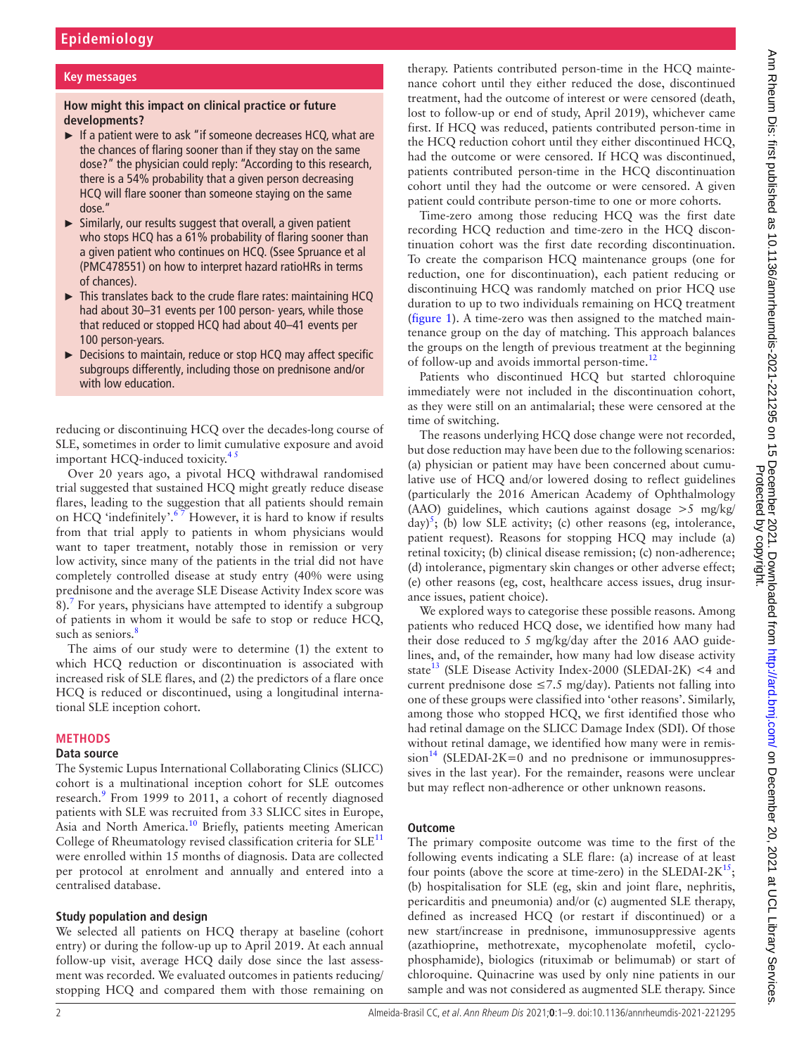## Key messages

**How might this impact on clinical practice or future developments?**

- If a patient were to ask "if someone decreases HCQ, what are the chances of flaring sooner than if they stay on the same dose?" the physician could reply: "According to this research, there is a 54% probability that a given person decreasing HCQ will flare sooner than someone staying on the same dose."
- Similarly, our results suggest that overall, a given patient who stops HCQ has a 61% probability of flaring sooner than a given patient who continues on HCQ. (Ssee Spruance et al (PMC478551) on how to interpret hazard ratioHRs in terms of chances).
- This translates back to the crude flare rates: maintaining HCQ had about 30–31 events per 100 person- years, while those that reduced or stopped HCQ had about 40–41 events per 100 person-years.
- Decisions to maintain, reduce or stop HCQ may affect specific subgroups differently, including those on prednisone and/or with low education.

reducing or discontinuing HCQ over the decades-long course of SLE, sometimes in order to limit cumulative exposure and avoid important HCQ-induced toxicity.[4,5]

Over 20 years ago, a pivotal HCQ withdrawal randomised trial suggested that sustained HCQ might greatly reduce disease flares, leading to the suggestion that all patients should remain on HCQ 'indefinitely'.[6,7] However, it is hard to know if results from that trial apply to patients in whom physicians would want to taper treatment, notably those in remission or very low activity, since many of the patients in the trial did not have completely controlled disease at study entry (40% were using prednisone and the average SLE Disease Activity Index score was 8).[7] For years, physicians have attempted to identify a subgroup of patients in whom it would be safe to stop or reduce HCQ, such as seniors.[8]

The aims of our study were to determine (1) the extent to which HCQ reduction or discontinuation is associated with increased risk of SLE flares, and (2) the predictors of a flare once HCQ is reduced or discontinued, using a longitudinal international SLE inception cohort.

## METHODS

### Data source

The Systemic Lupus International Collaborating Clinics (SLICC) cohort is a multinational inception cohort for SLE outcomes research.[9] From 1999 to 2011, a cohort of recently diagnosed patients with SLE was recruited from 33 SLICC sites in Europe, Asia and North America.[10] Briefly, patients meeting American College of Rheumatology revised classification criteria for SLE[11] were enrolled within 15 months of diagnosis. Data are collected per protocol at enrolment and annually and entered into a centralised database.

### Study population and design

We selected all patients on HCQ therapy at baseline (cohort entry) or during the follow-up up to April 2019. At each annual follow-up visit, average HCQ daily dose since the last assessment was recorded. We evaluated outcomes in patients reducing/stopping HCQ and compared them with those remaining on therapy. Patients contributed person-time in the HCQ maintenance cohort until they either reduced the dose, discontinued treatment, had the outcome of interest or were censored (death, lost to follow-up or end of study, April 2019), whichever came first. If HCQ was reduced, patients contributed person-time in the HCQ reduction cohort until they either discontinued HCQ, had the outcome or were censored. If HCQ was discontinued, patients contributed person-time in the HCQ discontinuation cohort until they had the outcome or were censored. A given patient could contribute person-time to one or more cohorts.

Time-zero among those reducing HCQ was the first date recording HCQ reduction and time-zero in the HCQ discontinuation cohort was the first date recording discontinuation. To create the comparison HCQ maintenance groups (one for reduction, one for discontinuation), each patient reducing or discontinuing HCQ was randomly matched on prior HCQ use duration to up to two individuals remaining on HCQ treatment (figure 1). A time-zero was then assigned to the matched maintenance group on the day of matching. This approach balances the groups on the length of previous treatment at the beginning of follow-up and avoids immortal person-time.[12]

Patients who discontinued HCQ but started chloroquine immediately were not included in the discontinuation cohort, as they were still on an antimalarial; these were censored at the time of switching.

The reasons underlying HCQ dose change were not recorded, but dose reduction may have been due to the following scenarios: (a) physician or patient may have been concerned about cumulative use of HCQ and/or lowered dosing to reflect guidelines (particularly the 2016 American Academy of Ophthalmology (AAO) guidelines, which cautions against dosage >5 mg/kg/day)[5]; (b) low SLE activity; (c) other reasons (eg, intolerance, patient request). Reasons for stopping HCQ may include (a) retinal toxicity; (b) clinical disease remission; (c) non-adherence; (d) intolerance, pigmentary skin changes or other adverse effect; (e) other reasons (eg, cost, healthcare access issues, drug insurance issues, patient choice).

We explored ways to categorise these possible reasons. Among patients who reduced HCQ dose, we identified how many had their dose reduced to 5 mg/kg/day after the 2016 AAO guidelines, and, of the remainder, how many had low disease activity state[13] (SLE Disease Activity Index-2000 (SLEDAI-2K) <4 and current prednisone dose ≤7.5 mg/day). Patients not falling into one of these groups were classified into 'other reasons'. Similarly, among those who stopped HCQ, we first identified those who had retinal damage on the SLICC Damage Index (SDI). Of those without retinal damage, we identified how many were in remission[14] (SLEDAI-2K=0 and no prednisone or immunosuppressives in the last year). For the remainder, reasons were unclear but may reflect non-adherence or other unknown reasons.

### Outcome

The primary composite outcome was time to the first of the following events indicating a SLE flare: (a) increase of at least four points (above the score at time-zero) in the SLEDAI-2K[15]; (b) hospitalisation for SLE (eg, skin and joint flare, nephritis, pericarditis and pneumonia) and/or (c) augmented SLE therapy, defined as increased HCQ (or restart if discontinued) or a new start/increase in prednisone, immunosuppressive agents (azathioprine, methotrexate, mycophenolate mofetil, cyclophosphamide), biologics (rituximab or belimumab) or start of chloroquine. Quinacrine was used by only nine patients in our sample and was not considered as augmented SLE therapy. Since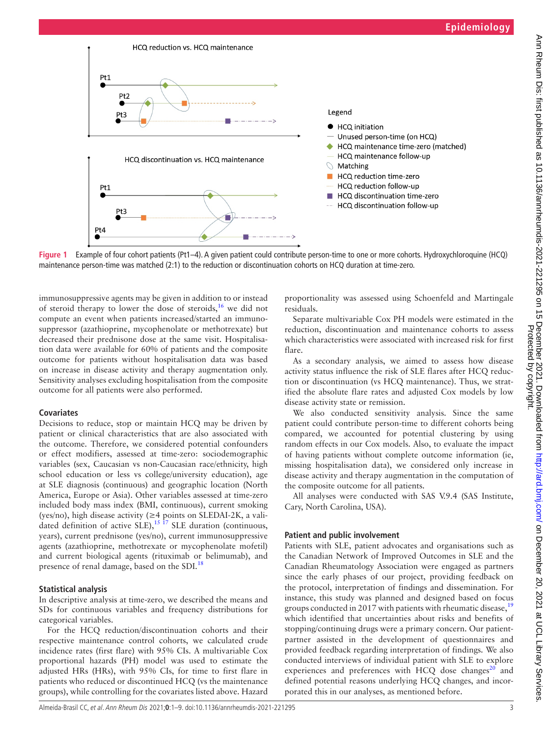Figure 1 Example of four cohort patients (Pt1–4). A given patient could contribute person-time to one or more cohorts. Hydroxychloroquine (HCQ) maintenance person-time was matched (2:1) to the reduction or discontinuation cohorts on HCQ duration at time-zero.

immunosuppressive agents may be given in addition to or instead of steroid therapy to lower the dose of steroids,[16] we did not compute an event when patients increased/started an immunosuppressor (azathioprine, mycophenolate or methotrexate) but decreased their prednisone dose at the same visit. Hospitalisation data were available for 60% of patients and the composite outcome for patients without hospitalisation data was based on increase in disease activity and therapy augmentation only. Sensitivity analyses excluding hospitalisation from the composite outcome for all patients were also performed.

### Covariates

Decisions to reduce, stop or maintain HCQ may be driven by patient or clinical characteristics that are also associated with the outcome. Therefore, we considered potential confounders or effect modifiers, assessed at time-zero: sociodemographic variables (sex, Caucasian vs non-Caucasian race/ethnicity, high school education or less vs college/university education), age at SLE diagnosis (continuous) and geographic location (North America, Europe or Asia). Other variables assessed at time-zero included body mass index (BMI, continuous), current smoking (yes/no), high disease activity (≥4 points on SLEDAI-2K, a validated definition of active SLE),[15,17] SLE duration (continuous, years), current prednisone (yes/no), current immunosuppressive agents (azathioprine, methotrexate or mycophenolate mofetil) and current biological agents (rituximab or belimumab), and presence of renal damage, based on the SDI.[18]

### Statistical analysis

In descriptive analysis at time-zero, we described the means and SDs for continuous variables and frequency distributions for categorical variables.

For the HCQ reduction/discontinuation cohorts and their respective maintenance control cohorts, we calculated crude incidence rates (first flare) with 95% CIs. A multivariable Cox proportional hazards (PH) model was used to estimate the adjusted HRs (HRs), with 95% CIs, for time to first flare in patients who reduced or discontinued HCQ (vs the maintenance groups), while controlling for the covariates listed above. Hazard proportionality was assessed using Schoenfeld and Martingale residuals.

Separate multivariable Cox PH models were estimated in the reduction, discontinuation and maintenance cohorts to assess which characteristics were associated with increased risk for first flare.

As a secondary analysis, we aimed to assess how disease activity status influence the risk of SLE flares after HCQ reduction or discontinuation (vs HCQ maintenance). Thus, we stratified the absolute flare rates and adjusted Cox models by low disease activity state or remission.

We also conducted sensitivity analysis. Since the same patient could contribute person-time to different cohorts being compared, we accounted for potential clustering by using random effects in our Cox models. Also, to evaluate the impact of having patients without complete outcome information (ie, missing hospitalisation data), we considered only increase in disease activity and therapy augmentation in the computation of the composite outcome for all patients.

All analyses were conducted with SAS V.9.4 (SAS Institute, Cary, North Carolina, USA).

### Patient and public involvement

Patients with SLE, patient advocates and organisations such as the Canadian Network of Improved Outcomes in SLE and the Canadian Rheumatology Association were engaged as partners since the early phases of our project, providing feedback on the protocol, interpretation of findings and dissemination. For instance, this study was planned and designed based on focus groups conducted in 2017 with patients with rheumatic disease,[19] which identified that uncertainties about risks and benefits of stopping/continuing drugs were a primary concern. Our patient-partner assisted in the development of questionnaires and provided feedback regarding interpretation of findings. We also conducted interviews of individual patient with SLE to explore experiences and preferences with HCQ dose changes[20] and defined potential reasons underlying HCQ changes, and incorporated this in our analyses, as mentioned before.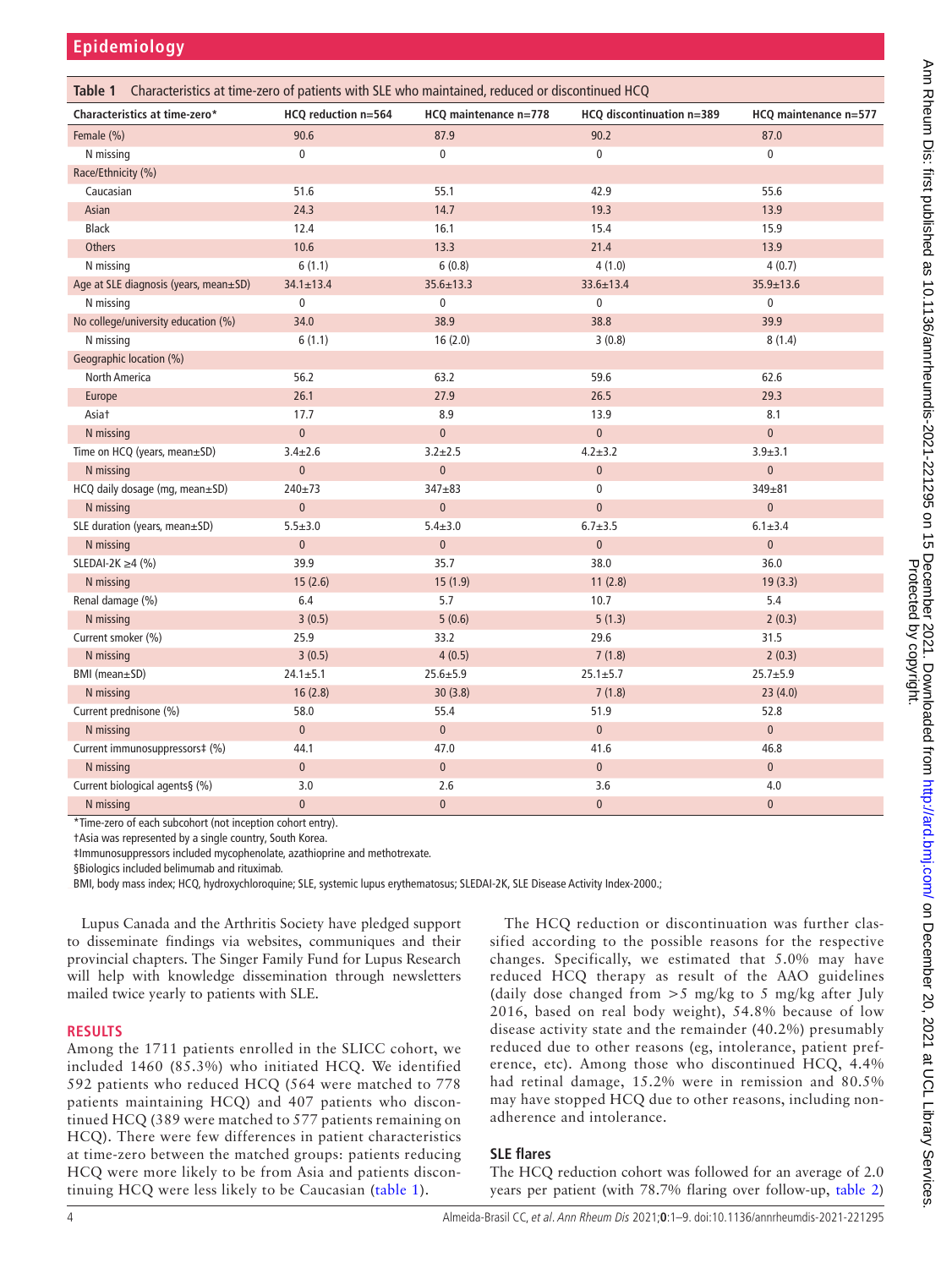**Table 1** Characteristics at time-zero of patients with SLE who maintained, reduced or discontinued HCQ

| Characteristics at time-zero* | HCQ reduction n=564 | HCQ maintenance n=778 | HCQ discontinuation n=389 | HCQ maintenance n=577 |
|---|---|---|---|---|
| Female (%) | 90.6 | 87.9 | 90.2 | 87.0 |
| N missing | 0 | 0 | 0 | 0 |
| Race/Ethnicity (%) | | | | |
| Caucasian | 51.6 | 55.1 | 42.9 | 55.6 |
| Asian | 24.3 | 14.7 | 19.3 | 13.9 |
| Black | 12.4 | 16.1 | 15.4 | 15.9 |
| Others | 10.6 | 13.3 | 21.4 | 13.9 |
| N missing | 6 (1.1) | 6 (0.8) | 4 (1.0) | 4 (0.7) |
| Age at SLE diagnosis (years, mean±SD) | 34.1±13.4 | 35.6±13.3 | 33.6±13.4 | 35.9±13.6 |
| N missing | 0 | 0 | 0 | 0 |
| No college/university education (%) | 34.0 | 38.9 | 38.8 | 39.9 |
| N missing | 6 (1.1) | 16 (2.0) | 3 (0.8) | 8 (1.4) |
| Geographic location (%) | | | | |
| North America | 56.2 | 63.2 | 59.6 | 62.6 |
| Europe | 26.1 | 27.9 | 26.5 | 29.3 |
| Asia† | 17.7 | 8.9 | 13.9 | 8.1 |
| N missing | 0 | 0 | 0 | 0 |
| Time on HCQ (years, mean±SD) | 3.4±2.6 | 3.2±2.5 | 4.2±3.2 | 3.9±3.1 |
| N missing | 0 | 0 | 0 | 0 |
| HCQ daily dosage (mg, mean±SD) | 240±73 | 347±83 | 0 | 349±81 |
| N missing | 0 | 0 | 0 | 0 |
| SLE duration (years, mean±SD) | 5.5±3.0 | 5.4±3.0 | 6.7±3.5 | 6.1±3.4 |
| N missing | 0 | 0 | 0 | 0 |
| SLEDAI-2K ≥4 (%) | 39.9 | 35.7 | 38.0 | 36.0 |
| N missing | 15 (2.6) | 15 (1.9) | 11 (2.8) | 19 (3.3) |
| Renal damage (%) | 6.4 | 5.7 | 10.7 | 5.4 |
| N missing | 3 (0.5) | 5 (0.6) | 5 (1.3) | 2 (0.3) |
| Current smoker (%) | 25.9 | 33.2 | 29.6 | 31.5 |
| N missing | 3 (0.5) | 4 (0.5) | 7 (1.8) | 2 (0.3) |
| BMI (mean±SD) | 24.1±5.1 | 25.6±5.9 | 25.1±5.7 | 25.7±5.9 |
| N missing | 16 (2.8) | 30 (3.8) | 7 (1.8) | 23 (4.0) |
| Current prednisone (%) | 58.0 | 55.4 | 51.9 | 52.8 |
| N missing | 0 | 0 | 0 | 0 |
| Current immunosuppressors‡ (%) | 44.1 | 47.0 | 41.6 | 46.8 |
| N missing | 0 | 0 | 0 | 0 |
| Current biological agents§ (%) | 3.0 | 2.6 | 3.6 | 4.0 |
| N missing | 0 | 0 | 0 | 0 |

*Time-zero of each subcohort (not inception cohort entry).

†Asia was represented by a single country, South Korea.

‡Immunosuppressors included mycophenolate, azathioprine and methotrexate.

§Biologics included belimumab and rituximab.

BMI, body mass index; HCQ, hydroxychloroquine; SLE, systemic lupus erythematosus; SLEDAI-2K, SLE Disease Activity Index-2000.;

Lupus Canada and the Arthritis Society have pledged support to disseminate findings via websites, communiques and their provincial chapters. The Singer Family Fund for Lupus Research will help with knowledge dissemination through newsletters mailed twice yearly to patients with SLE.

## RESULTS

Among the 1711 patients enrolled in the SLICC cohort, we included 1460 (85.3%) who initiated HCQ. We identified 592 patients who reduced HCQ (564 were matched to 778 patients maintaining HCQ) and 407 patients who discontinued HCQ (389 were matched to 577 patients remaining on HCQ). There were few differences in patient characteristics at time-zero between the matched groups: patients reducing HCQ were more likely to be from Asia and patients discontinuing HCQ were less likely to be Caucasian (table 1).

The HCQ reduction or discontinuation was further classified according to the possible reasons for the respective changes. Specifically, we estimated that 5.0% may have reduced HCQ therapy as result of the AAO guidelines (daily dose changed from >5 mg/kg to 5 mg/kg after July 2016, based on real body weight), 54.8% because of low disease activity state and the remainder (40.2%) presumably reduced due to other reasons (eg, intolerance, patient preference, etc). Among those who discontinued HCQ, 4.4% had retinal damage, 15.2% were in remission and 80.5% may have stopped HCQ due to other reasons, including non-adherence and intolerance.

### SLE flares

The HCQ reduction cohort was followed for an average of 2.0 years per patient (with 78.7% flaring over follow-up, table 2)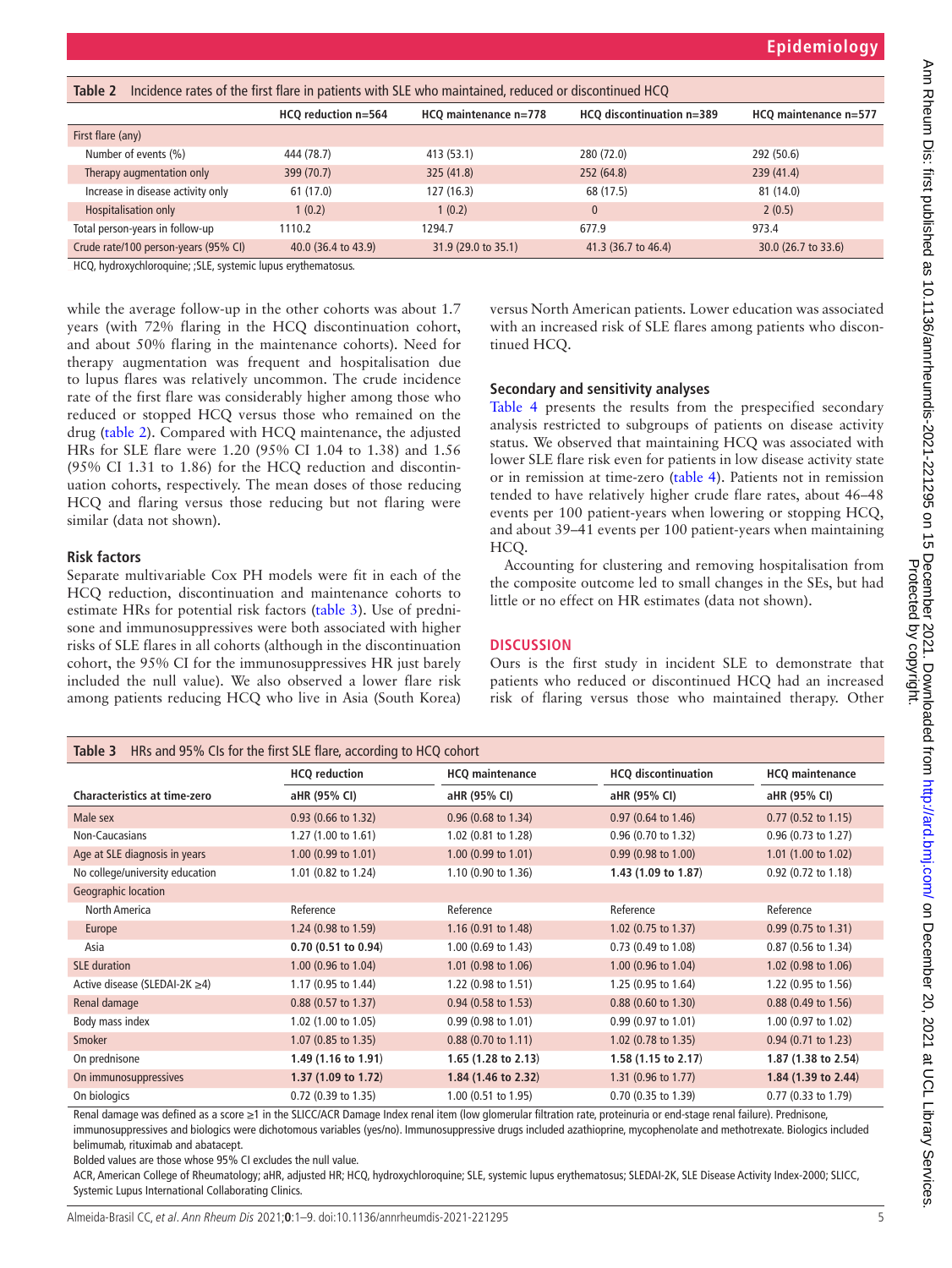**Table 2** Incidence rates of the first flare in patients with SLE who maintained, reduced or discontinued HCQ

| | HCQ reduction n=564 | HCQ maintenance n=778 | HCQ discontinuation n=389 | HCQ maintenance n=577 |
|---|---|---|---|---|
| First flare (any) | | | | |
| Number of events (%) | 444 (78.7) | 413 (53.1) | 280 (72.0) | 292 (50.6) |
| Therapy augmentation only | 399 (70.7) | 325 (41.8) | 252 (64.8) | 239 (41.4) |
| Increase in disease activity only | 61 (17.0) | 127 (16.3) | 68 (17.5) | 81 (14.0) |
| Hospitalisation only | 1 (0.2) | 1 (0.2) | 0 | 2 (0.5) |
| Total person-years in follow-up | 1110.2 | 1294.7 | 677.9 | 973.4 |
| Crude rate/100 person-years (95% CI) | 40.0 (36.4 to 43.9) | 31.9 (29.0 to 35.1) | 41.3 (36.7 to 46.4) | 30.0 (26.7 to 33.6) |

HCQ, hydroxychloroquine; ;SLE, systemic lupus erythematosus.

while the average follow-up in the other cohorts was about 1.7 years (with 72% flaring in the HCQ discontinuation cohort, and about 50% flaring in the maintenance cohorts). Need for therapy augmentation was frequent and hospitalisation due to lupus flares was relatively uncommon. The crude incidence rate of the first flare was considerably higher among those who reduced or stopped HCQ versus those who remained on the drug (table 2). Compared with HCQ maintenance, the adjusted HRs for SLE flare were 1.20 (95% CI 1.04 to 1.38) and 1.56 (95% CI 1.31 to 1.86) for the HCQ reduction and discontinuation cohorts, respectively. The mean doses of those reducing HCQ and flaring versus those reducing but not flaring were similar (data not shown).

### Risk factors

Separate multivariable Cox PH models were fit in each of the HCQ reduction, discontinuation and maintenance cohorts to estimate HRs for potential risk factors (table 3). Use of prednisone and immunosuppressives were both associated with higher risks of SLE flares in all cohorts (although in the discontinuation cohort, the 95% CI for the immunosuppressives HR just barely included the null value). We also observed a lower flare risk among patients reducing HCQ who live in Asia (South Korea) versus North American patients. Lower education was associated with an increased risk of SLE flares among patients who discontinued HCQ.

### Secondary and sensitivity analyses

Table 4 presents the results from the prespecified secondary analysis restricted to subgroups of patients on disease activity status. We observed that maintaining HCQ was associated with lower SLE flare risk even for patients in low disease activity state or in remission at time-zero (table 4). Patients not in remission tended to have relatively higher crude flare rates, about 46–48 events per 100 patient-years when lowering or stopping HCQ, and about 39–41 events per 100 patient-years when maintaining HCQ.

Accounting for clustering and removing hospitalisation from the composite outcome led to small changes in the SEs, but had little or no effect on HR estimates (data not shown).

## DISCUSSION

Ours is the first study in incident SLE to demonstrate that patients who reduced or discontinued HCQ had an increased risk of flaring versus those who maintained therapy. Other

**Table 3** HRs and 95% CIs for the first SLE flare, according to HCQ cohort

| | HCQ reduction | HCQ maintenance | HCQ discontinuation | HCQ maintenance |
|---|---|---|---|---|
| **Characteristics at time-zero** | aHR (95% CI) | aHR (95% CI) | aHR (95% CI) | aHR (95% CI) |
| Male sex | 0.93 (0.66 to 1.32) | 0.96 (0.68 to 1.34) | 0.97 (0.64 to 1.46) | 0.77 (0.52 to 1.15) |
| Non-Caucasians | 1.27 (1.00 to 1.61) | 1.02 (0.81 to 1.28) | 0.96 (0.70 to 1.32) | 0.96 (0.73 to 1.27) |
| Age at SLE diagnosis in years | 1.00 (0.99 to 1.01) | 1.00 (0.99 to 1.01) | 0.99 (0.98 to 1.00) | 1.01 (1.00 to 1.02) |
| No college/university education | 1.01 (0.82 to 1.24) | 1.10 (0.90 to 1.36) | **1.43 (1.09 to 1.87)** | 0.92 (0.72 to 1.18) |
| Geographic location | | | | |
| North America | Reference | Reference | Reference | Reference |
| Europe | 1.24 (0.98 to 1.59) | 1.16 (0.91 to 1.48) | 1.02 (0.75 to 1.37) | 0.99 (0.75 to 1.31) |
| Asia | **0.70 (0.51 to 0.94)** | 1.00 (0.69 to 1.43) | 0.73 (0.49 to 1.08) | 0.87 (0.56 to 1.34) |
| SLE duration | 1.00 (0.96 to 1.04) | 1.01 (0.98 to 1.06) | 1.00 (0.96 to 1.04) | 1.02 (0.98 to 1.06) |
| Active disease (SLEDAI-2K ≥4) | 1.17 (0.95 to 1.44) | 1.22 (0.98 to 1.51) | 1.25 (0.95 to 1.64) | 1.22 (0.95 to 1.56) |
| Renal damage | 0.88 (0.57 to 1.37) | 0.94 (0.58 to 1.53) | 0.88 (0.60 to 1.30) | 0.88 (0.49 to 1.56) |
| Body mass index | 1.02 (1.00 to 1.05) | 0.99 (0.98 to 1.01) | 0.99 (0.97 to 1.01) | 1.00 (0.97 to 1.02) |
| Smoker | 1.07 (0.85 to 1.35) | 0.88 (0.70 to 1.11) | 1.02 (0.78 to 1.35) | 0.94 (0.71 to 1.23) |
| On prednisone | **1.49 (1.16 to 1.91)** | **1.65 (1.28 to 2.13)** | **1.58 (1.15 to 2.17)** | **1.87 (1.38 to 2.54)** |
| On immunosuppressives | **1.37 (1.09 to 1.72)** | **1.84 (1.46 to 2.32)** | 1.31 (0.96 to 1.77) | **1.84 (1.39 to 2.44)** |
| On biologics | 0.72 (0.39 to 1.35) | 1.00 (0.51 to 1.95) | 0.70 (0.35 to 1.39) | 0.77 (0.33 to 1.79) |

Renal damage was defined as a score ≥1 in the SLICC/ACR Damage Index renal item (low glomerular filtration rate, proteinuria or end-stage renal failure). Prednisone, immunosuppressives and biologics were dichotomous variables (yes/no). Immunosuppressive drugs included azathioprine, mycophenolate and methotrexate. Biologics included belimumab, rituximab and abatacept.

Bolded values are those whose 95% CI excludes the null value.

ACR, American College of Rheumatology; aHR, adjusted HR; HCQ, hydroxychloroquine; SLE, systemic lupus erythematosus; SLEDAI-2K, SLE Disease Activity Index-2000; SLICC, Systemic Lupus International Collaborating Clinics.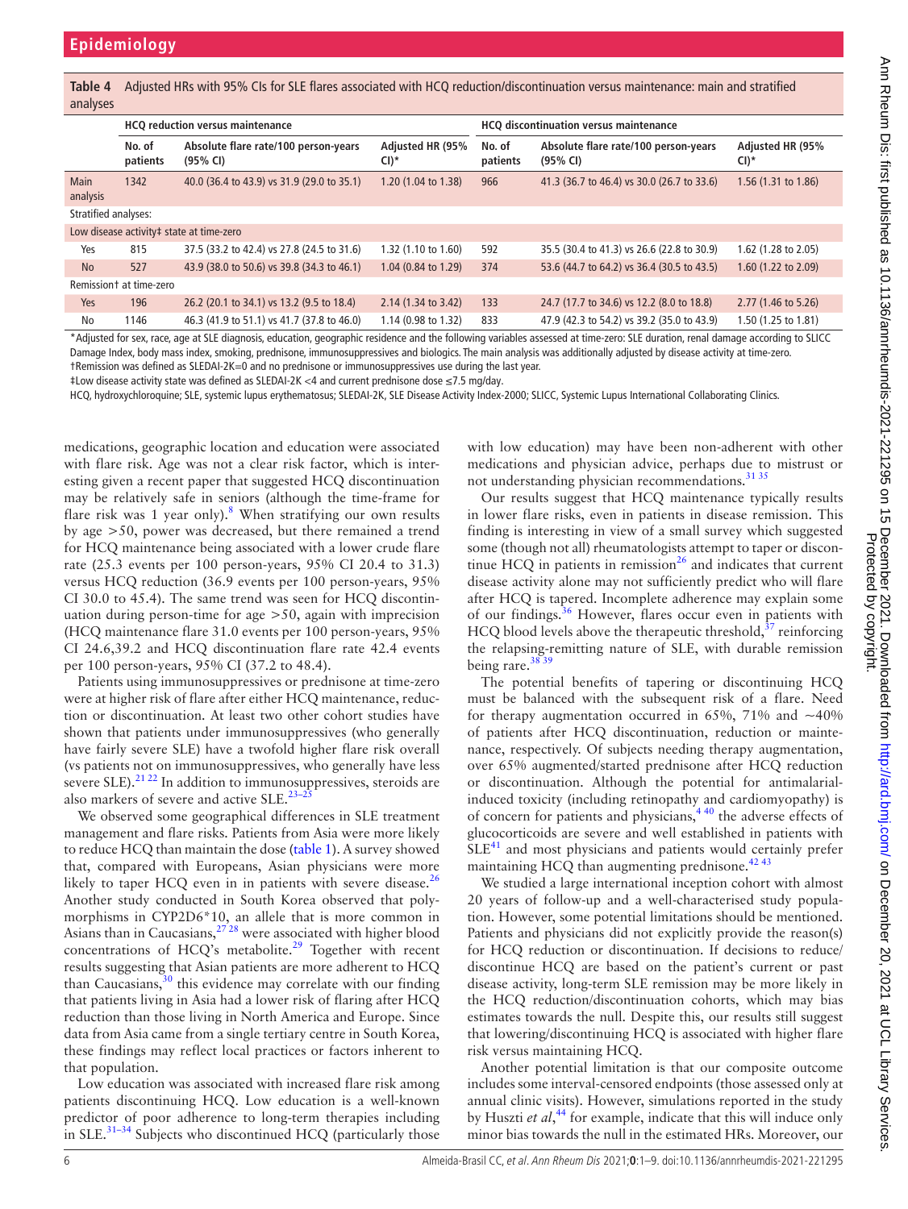**Table 4** Adjusted HRs with 95% CIs for SLE flares associated with HCQ reduction/discontinuation versus maintenance: main and stratified analyses

| | HCQ reduction versus maintenance | | | HCQ discontinuation versus maintenance | | |
|---|---|---|---|---|---|---|
| | No. of patients | Absolute flare rate/100 person-years (95% CI) | Adjusted HR (95% CI)* | No. of patients | Absolute flare rate/100 person-years (95% CI) | Adjusted HR (95% CI)* |
| Main analysis | 1342 | 40.0 (36.4 to 43.9) vs 31.9 (29.0 to 35.1) | 1.20 (1.04 to 1.38) | 966 | 41.3 (36.7 to 46.4) vs 30.0 (26.7 to 33.6) | 1.56 (1.31 to 1.86) |
| Stratified analyses: | | | | | | |
| Low disease activity‡ state at time-zero | | | | | | |
| Yes | 815 | 37.5 (33.2 to 42.4) vs 27.8 (24.5 to 31.6) | 1.32 (1.10 to 1.60) | 592 | 35.5 (30.4 to 41.3) vs 26.6 (22.8 to 30.9) | 1.62 (1.28 to 2.05) |
| No | 527 | 43.9 (38.0 to 50.6) vs 39.8 (34.3 to 46.1) | 1.04 (0.84 to 1.29) | 374 | 53.6 (44.7 to 64.2) vs 36.4 (30.5 to 43.5) | 1.60 (1.22 to 2.09) |
| Remission† at time-zero | | | | | | |
| Yes | 196 | 26.2 (20.1 to 34.1) vs 13.2 (9.5 to 18.4) | 2.14 (1.34 to 3.42) | 133 | 24.7 (17.7 to 34.6) vs 12.2 (8.0 to 18.8) | 2.77 (1.46 to 5.26) |
| No | 1146 | 46.3 (41.9 to 51.1) vs 41.7 (37.8 to 46.0) | 1.14 (0.98 to 1.32) | 833 | 47.9 (42.3 to 54.2) vs 39.2 (35.0 to 43.9) | 1.50 (1.25 to 1.81) |

*Adjusted for sex, race, age at SLE diagnosis, education, geographic residence and the following variables assessed at time-zero: SLE duration, renal damage according to SLICC Damage Index, body mass index, smoking, prednisone, immunosuppressives and biologics. The main analysis was additionally adjusted by disease activity at time-zero.
†Remission was defined as SLEDAI-2K=0 and no prednisone or immunosuppressives use during the last year.
‡Low disease activity state was defined as SLEDAI-2K <4 and current prednisone dose ≤7.5 mg/day.
HCQ, hydroxychloroquine; SLE, systemic lupus erythematosus; SLEDAI-2K, SLE Disease Activity Index-2000; SLICC, Systemic Lupus International Collaborating Clinics.

medications, geographic location and education were associated with flare risk. Age was not a clear risk factor, which is interesting given a recent paper that suggested HCQ discontinuation may be relatively safe in seniors (although the time-frame for flare risk was 1 year only).[8] When stratifying our own results by age >50, power was decreased, but there remained a trend for HCQ maintenance being associated with a lower crude flare rate (25.3 events per 100 person-years, 95% CI 20.4 to 31.3) versus HCQ reduction (36.9 events per 100 person-years, 95% CI 30.0 to 45.4). The same trend was seen for HCQ discontinuation during person-time for age >50, again with imprecision (HCQ maintenance flare 31.0 events per 100 person-years, 95% CI 24.6,39.2 and HCQ discontinuation flare rate 42.4 events per 100 person-years, 95% CI (37.2 to 48.4).

Patients using immunosuppressives or prednisone at time-zero were at higher risk of flare after either HCQ maintenance, reduction or discontinuation. At least two other cohort studies have shown that patients under immunosuppressives (who generally have fairly severe SLE) have a twofold higher flare risk overall (vs patients not on immunosuppressives, who generally have less severe SLE).[21 22] In addition to immunosuppressives, steroids are also markers of severe and active SLE.[23–25]

We observed some geographical differences in SLE treatment management and flare risks. Patients from Asia were more likely to reduce HCQ than maintain the dose (table 1). A survey showed that, compared with Europeans, Asian physicians were more likely to taper HCQ even in in patients with severe disease.[26] Another study conducted in South Korea observed that polymorphisms in CYP2D6*10, an allele that is more common in Asians than in Caucasians,[27 28] were associated with higher blood concentrations of HCQ's metabolite.[29] Together with recent results suggesting that Asian patients are more adherent to HCQ than Caucasians,[30] this evidence may correlate with our finding that patients living in Asia had a lower risk of flaring after HCQ reduction than those living in North America and Europe. Since data from Asia came from a single tertiary centre in South Korea, these findings may reflect local practices or factors inherent to that population.

Low education was associated with increased flare risk among patients discontinuing HCQ. Low education is a well-known predictor of poor adherence to long-term therapies including in SLE.[31–34] Subjects who discontinued HCQ (particularly those with low education) may have been non-adherent with other medications and physician advice, perhaps due to mistrust or not understanding physician recommendations.[31 35]

Our results suggest that HCQ maintenance typically results in lower flare risks, even in patients in disease remission. This finding is interesting in view of a small survey which suggested some (though not all) rheumatologists attempt to taper or discontinue HCQ in patients in remission[26] and indicates that current disease activity alone may not sufficiently predict who will flare after HCQ is tapered. Incomplete adherence may explain some of our findings.[36] However, flares occur even in patients with HCQ blood levels above the therapeutic threshold,[37] reinforcing the relapsing-remitting nature of SLE, with durable remission being rare.[38 39]

The potential benefits of tapering or discontinuing HCQ must be balanced with the subsequent risk of a flare. Need for therapy augmentation occurred in 65%, 71% and ~40% of patients after HCQ discontinuation, reduction or maintenance, respectively. Of subjects needing therapy augmentation, over 65% augmented/started prednisone after HCQ reduction or discontinuation. Although the potential for antimalarial-induced toxicity (including retinopathy and cardiomyopathy) is of concern for patients and physicians,[4 40] the adverse effects of glucocorticoids are severe and well established in patients with SLE[41] and most physicians and patients would certainly prefer maintaining HCQ than augmenting prednisone.[42 43]

We studied a large international inception cohort with almost 20 years of follow-up and a well-characterised study population. However, some potential limitations should be mentioned. Patients and physicians did not explicitly provide the reason(s) for HCQ reduction or discontinuation. If decisions to reduce/discontinue HCQ are based on the patient's current or past disease activity, long-term SLE remission may be more likely in the HCQ reduction/discontinuation cohorts, which may bias estimates towards the null. Despite this, our results still suggest that lowering/discontinuing HCQ is associated with higher flare risk versus maintaining HCQ.

Another potential limitation is that our composite outcome includes some interval-censored endpoints (those assessed only at annual clinic visits). However, simulations reported in the study by Huszti *et al*,[44] for example, indicate that this will induce only minor bias towards the null in the estimated HRs. Moreover, our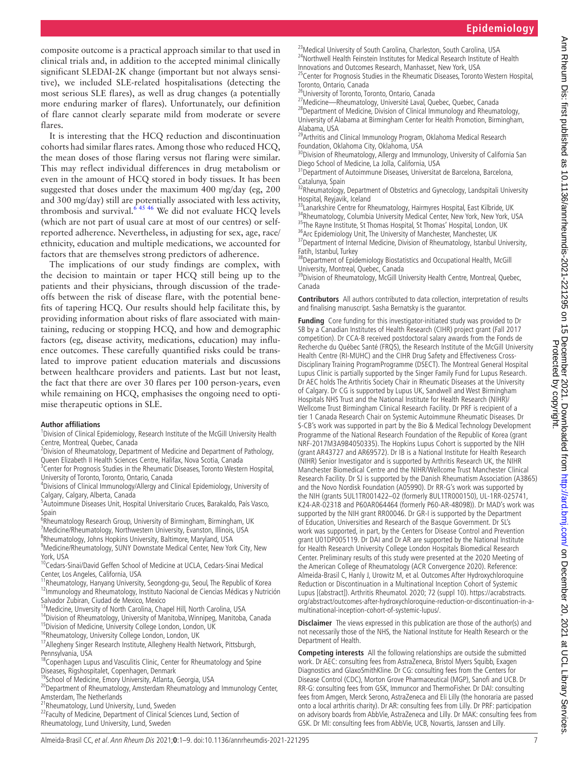composite outcome is a practical approach similar to that used in clinical trials and, in addition to the accepted minimal clinically significant SLEDAI-2K change (important but not always sensitive), we included SLE-related hospitalisations (detecting the most serious SLE flares), as well as drug changes (a potentially more enduring marker of flares). Unfortunately, our definition of flare cannot clearly separate mild from moderate or severe flares.

It is interesting that the HCQ reduction and discontinuation cohorts had similar flares rates. Among those who reduced HCQ, the mean doses of those flaring versus not flaring were similar. This may reflect individual differences in drug metabolism or even in the amount of HCQ stored in body tissues. It has been suggested that doses under the maximum 400 mg/day (eg, 200 and 300 mg/day) still are potentially associated with less activity, thrombosis and survival.[6 45 46] We did not evaluate HCQ levels (which are not part of usual care at most of our centres) or self-reported adherence. Nevertheless, in adjusting for sex, age, race/ethnicity, education and multiple medications, we accounted for factors that are themselves strong predictors of adherence.

The implications of our study findings are complex, with the decision to maintain or taper HCQ still being up to the patients and their physicians, through discussion of the trade-offs between the risk of disease flare, with the potential benefits of tapering HCQ. Our results should help facilitate this, by providing information about risks of flare associated with maintaining, reducing or stopping HCQ, and how and demographic factors (eg, disease activity, medications, education) may influence outcomes. These carefully quantified risks could be translated to improve patient education materials and discussions between healthcare providers and patients. Last but not least, the fact that there are over 30 flares per 100 person-years, even while remaining on HCQ, emphasises the ongoing need to optimise therapeutic options in SLE.

**Author affiliations**

[1]Division of Clinical Epidemiology, Research Institute of the McGill University Health Centre, Montreal, Quebec, Canada
[2]Division of Rheumatology, Department of Medicine and Department of Pathology, Queen Elizabeth II Health Sciences Centre, Halifax, Nova Scotia, Canada
[3]Center for Prognosis Studies in the Rheumatic Diseases, Toronto Western Hospital, University of Toronto, Toronto, Ontario, Canada
[4]Divisions of Clinical Immunology/Allergy and Clinical Epidemiology, University of Calgary, Calgary, Alberta, Canada
[5]Autoimmune Diseases Unit, Hospital Universitario Cruces, Barakaldo, País Vasco, Spain
[6]Rheumatology Research Group, University of Birmingham, Birmingham, UK
[7]Medicine/Rheumatology, Northwestern University, Evanston, Illinois, USA
[8]Rheumatology, Johns Hopkins University, Baltimore, Maryland, USA
[9]Medicine/Rheumatology, SUNY Downstate Medical Center, New York City, New York, USA
[10]Cedars-Sinai/David Geffen School of Medicine at UCLA, Cedars-Sinai Medical Center, Los Angeles, California, USA
[11]Rheumatology, Hanyang University, Seongdong-gu, Seoul, The Republic of Korea
[12]Immunology and Rheumatology, Instituto Nacional de Ciencias Médicas y Nutrición Salvador Zubiran, Ciudad de Mexico, Mexico
[13]Medicine, Unversity of North Carolina, Chapel Hill, North Carolina, USA
[14]Division of Rheumatology, University of Manitoba, Winnipeg, Manitoba, Canada
[15]Division of Medicine, University College London, London, UK
[16]Rheumatology, University College London, London, UK
[17]Allegheny Singer Research Institute, Allegheny Health Network, Pittsburgh, Pennsylvania, USA
[18]Copenhagen Lupus and Vasculitis Clinic, Center for Rheumatology and Spine Diseases, Rigshospitalet, Copenhagen, Denmark
[19]School of Medicine, Emory University, Atlanta, Georgia, USA
[20]Department of Rheumatology, Amsterdam Rheumatology and Immunology Center, Amsterdam, The Netherlands
[21]Rheumatology, Lund University, Lund, Sweden
[22]Faculty of Medicine, Department of Clinical Sciences Lund, Section of Rheumatology, Lund University, Lund, Sweden
[23]Medical University of South Carolina, Charleston, South Carolina, USA
[24]Northwell Health Feinstein Institutes for Medical Research Institute of Health Innovations and Outcomes Research, Manhasset, New York, USA
[25]Center for Prognosis Studies in the Rheumatic Diseases, Toronto Western Hospital, Toronto, Ontario, Canada
[26]University of Toronto, Toronto, Ontario, Canada
[27]Medicine—Rheumatology, Université Laval, Quebec, Quebec, Canada
[28]Department of Medicine, Division of Clinical Immunology and Rheumatology, University of Alabama at Birmingham Center for Health Promotion, Birmingham, Alabama, USA
[29]Arthritis and Clinical Immunology Program, Oklahoma Medical Research Foundation, Oklahoma City, Oklahoma, USA
[30]Division of Rheumatology, Allergy and Immunology, University of California San Diego School of Medicine, La Jolla, California, USA
[31]Department of Autoimmune Diseases, Universitat de Barcelona, Barcelona, Catalunya, Spain
[32]Rheumatology, Department of Obstetrics and Gynecology, Landspitali University Hospital, Reyjavik, Iceland
[33]Lanarkshire Centre for Rheumatology, Hairmyres Hospital, East Kilbride, UK
[34]Rheumatology, Columbia University Medical Center, New York, New York, USA
[35]The Rayne Institute, St Thomas Hospital, St Thomas' Hospital, London, UK
[36]Arc Epidemiology Unit, The University of Manchester, Manchester, UK
[37]Department of Internal Medicine, Division of Rheumatology, Istanbul University, Fatih, Istanbul, Turkey
[38]Department of Epidemiology Biostatistics and Occupational Health, McGill University, Montreal, Quebec, Canada
[39]Division of Rheumatology, McGill University Health Centre, Montreal, Quebec, Canada

**Contributors** All authors contributed to data collection, interpretation of results and finalising manuscript. Sasha Bernatsky is the guarantor.

**Funding** Core funding for this investigator-initiated study was provided to Dr SB by a Canadian Institutes of Health Research (CIHR) project grant (Fall 2017 competition). Dr CCA-B received postdoctoral salary awards from the Fonds de Recherche du Québec Santé (FRQS), the Research Institute of the McGill University Health Centre (RI-MUHC) and the CIHR Drug Safety and Effectiveness Cross-Disciplinary Training ProgramProgramme (DSECT). The Montreal General Hospital Lupus Clinic is partially supported by the Singer Family Fund for Lupus Research. Dr AEC holds The Arthritis Society Chair in Rheumatic Diseases at the University of Calgary. Dr CG is supported by Lupus UK, Sandwell and West Birmingham Hospitals NHS Trust and the National Institute for Health Research (NIHR)/Wellcome Trust Birmingham Clinical Research Facility. Dr PRF is recipient of a tier 1 Canada Research Chair on Systemic Autoimmune Rheumatic Diseases. Dr S-CB's work was supported in part by the Bio & Medical Technology Development Programme of the National Research Foundation of the Republic of Korea (grant NRF-2017M3A9B4050335). The Hopkins Lupus Cohort is supported by the NIH (grant AR43727 and AR69572). Dr IB is a National Institute for Health Research (NIHR) Senior Investigator and is supported by Arthritis Research UK, the NIHR Manchester Biomedical Centre and the NIHR/Wellcome Trust Manchester Clinical Research Facility. Dr SJ is supported by the Danish Rheumatism Association (A3865) and the Novo Nordisk Foundation (A05990). Dr RR-G's work was supported by the NIH (grants 5UL1TR001422–02 (formerly 8UL1TR000150), UL-1RR-025741, K24-AR-02318 and P60AR064464 (formerly P60-AR-48098)). Dr MAD's work was supported by the NIH grant RR00046. Dr GR-I is supported by the Department of Education, Universities and Research of the Basque Government. Dr SL's work was supported, in part, by the Centers for Disease Control and Prevention grant U01DP005119. Dr DAI and Dr AR are supported by the National Institute for Health Research University College London Hospitals Biomedical Research Center. Preliminary results of this study were presented at the 2020 Meeting of the American College of Rheumatology (ACR Convergence 2020). Reference: Almeida-Brasil C, Hanly J, Urowitz M, et al. Outcomes After Hydroxychloroquine Reduction or Discontinuation in a Multinational Inception Cohort of Systemic Lupus [(abstract]). Arthritis Rheumatol. 2020; 72 (suppl 10). https://acrabstracts.org/abstract/outcomes-after-hydroxychloroquine-reduction-or-discontinuation-in-a-multinational-inception-cohort-of-systemic-lupus/.

**Disclaimer** The views expressed in this publication are those of the author(s) and not necessarily those of the NHS, the National Institute for Health Research or the Department of Health.

**Competing interests** All the following relationships are outside the submitted work. Dr AEC: consulting fees from AstraZeneca, Bristol Myers Squibb, Exagen Diagnostics and GlaxoSmithKline. Dr CG: consulting fees from the Centers for Disease Control (CDC), Morton Grove Pharmaceutical (MGP), Sanofi and UCB. Dr RR-G: consulting fees from GSK, Immuncor and ThermoFisher. Dr DAI: consulting fees from Amgen, Merck Serono, AstraZeneca and Eli Lilly (the honoraria are passed onto a local arthritis charity). Dr AR: consulting fees from Lilly. Dr PRF: participation on advisory boards from AbbVie, AstraZeneca and Lilly. Dr MAK: consulting fees from GSK. Dr MI: consulting fees from AbbVie, UCB, Novartis, Janssen and Lilly.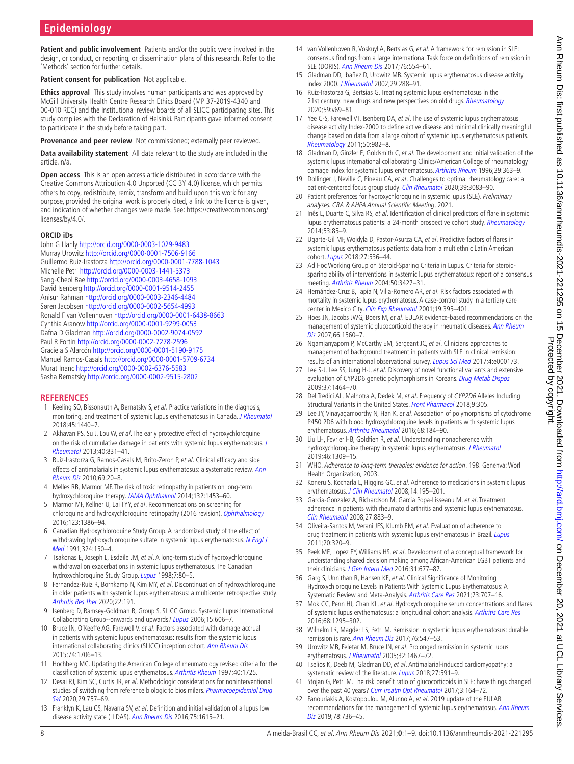**Patient and public involvement** Patients and/or the public were involved in the design, or conduct, or reporting, or dissemination plans of this research. Refer to the 'Methods' section for further details.

**Patient consent for publication** Not applicable.

**Ethics approval** This study involves human participants and was approved by McGill University Health Centre Research Ethics Board (MP 37-2019-4340 and 00-010 REC) and the institutional review boards of all SLICC participating sites. This study complies with the Declaration of Helsinki. Participants gave informed consent to participate in the study before taking part.

**Provenance and peer review** Not commissioned; externally peer reviewed.

**Data availability statement** All data relevant to the study are included in the article. n/a.

**Open access** This is an open access article distributed in accordance with the Creative Commons Attribution 4.0 Unported (CC BY 4.0) license, which permits others to copy, redistribute, remix, transform and build upon this work for any purpose, provided the original work is properly cited, a link to the licence is given, and indication of whether changes were made. See: https://creativecommons.org/licenses/by/4.0/.

### ORCID iDs

John G Hanly http://orcid.org/0000-0003-1029-9483
Murray Urowitz http://orcid.org/0000-0001-7506-9166
Guillermo Ruiz-Irastorza http://orcid.org/0000-0001-7788-1043
Michelle Petri http://orcid.org/0000-0003-1441-5373
Sang-Cheol Bae http://orcid.org/0000-0003-4658-1093
David Isenberg http://orcid.org/0000-0001-9514-2455
Anisur Rahman http://orcid.org/0000-0003-2346-4484
Søren Jacobsen http://orcid.org/0000-0002-5654-4993
Ronald F van Vollenhoven http://orcid.org/0000-0001-6438-8663
Cynthia Aranow http://orcid.org/0000-0001-9299-0053
Dafna D Gladman http://orcid.org/0000-0002-9074-0592
Paul R Fortin http://orcid.org/0000-0002-7278-2596
Graciela S Alarcón http://orcid.org/0000-0001-5190-9175
Manuel Ramos-Casals http://orcid.org/0000-0001-5709-6734
Murat Inanc http://orcid.org/0000-0002-6376-5583
Sasha Bernatsky http://orcid.org/0000-0002-9515-2802

## REFERENCES

1. Keeling SO, Bissonauth A, Bernatsky S, *et al*. Practice variations in the diagnosis, monitoring, and treatment of systemic lupus erythematosus in Canada. *J Rheumatol* 2018;45:1440–7.
2. Akhavan PS, Su J, Lou W, *et al*. The early protective effect of hydroxychloroquine on the risk of cumulative damage in patients with systemic lupus erythematosus. *J Rheumatol* 2013;40:831–41.
3. Ruiz-Irastorza G, Ramos-Casals M, Brito-Zeron P, *et al*. Clinical efficacy and side effects of antimalarials in systemic lupus erythematosus: a systematic review. *Ann Rheum Dis* 2010;69:20–8.
4. Melles RB, Marmor MF. The risk of toxic retinopathy in patients on long-term hydroxychloroquine therapy. *JAMA Ophthalmol* 2014;132:1453–60.
5. Marmor MF, Kellner U, Lai TYY, *et al*. Recommendations on screening for chloroquine and hydroxychloroquine retinopathy (2016 revision). *Ophthalmology* 2016;123:1386–94.
6. Canadian Hydroxychloroquine Study Group. A randomized study of the effect of withdrawing hydroxychloroquine sulfate in systemic lupus erythematosus. *N Engl J Med* 1991;324:150–4.
7. Tsakonas E, Joseph L, Esdaile JM, *et al*. A long-term study of hydroxychloroquine withdrawal on exacerbations in systemic lupus erythematosus. The Canadian hydroxychloroquine Study Group. *Lupus* 1998;7:80–5.
8. Fernandez-Ruiz R, Bornkamp N, Kim MY, *et al*. Discontinuation of hydroxychloroquine in older patients with systemic lupus erythematosus: a multicenter retrospective study. *Arthritis Res Ther* 2020;22:191.
9. Isenberg D, Ramsey-Goldman R, Group S, SLICC Group. Systemic Lupus International Collaborating Group--onwards and upwards? *Lupus* 2006;15:606–7.
10. Bruce IN, O'Keeffe AG, Farewell V, *et al*. Factors associated with damage accrual in patients with systemic lupus erythematosus: results from the systemic lupus international collaborating clinics (SLICC) inception cohort. *Ann Rheum Dis* 2015;74:1706–13.
11. Hochberg MC. Updating the American College of rheumatology revised criteria for the classification of systemic lupus erythematosus. *Arthritis Rheum* 1997;40:1725.
12. Desai RJ, Kim SC, Curtis JR, *et al*. Methodologic considerations for noninterventional studies of switching from reference biologic to biosimilars. *Pharmacoepidemiol Drug Saf* 2020;29:757–69.
13. Franklyn K, Lau CS, Navarra SV, *et al*. Definition and initial validation of a lupus low disease activity state (LLDAS). *Ann Rheum Dis* 2016;75:1615–21.
14. van Vollenhoven R, Voskuyl A, Bertsias G, *et al*. A framework for remission in SLE: consensus findings from a large international Task force on definitions of remission in SLE (DORIS). *Ann Rheum Dis* 2017;76:554–61.
15. Gladman DD, Ibañez D, Urowitz MB. Systemic lupus erythematosus disease activity index 2000. *J Rheumatol* 2002;29:288–91.
16. Ruiz-Irastorza G, Bertsias G. Treating systemic lupus erythematosus in the 21st century: new drugs and new perspectives on old drugs. *Rheumatology* 2020;59:v69–81.
17. Yee C-S, Farewell VT, Isenberg DA, *et al*. The use of systemic lupus erythematosus disease activity Index-2000 to define active disease and minimal clinically meaningful change based on data from a large cohort of systemic lupus erythematosus patients. *Rheumatology* 2011;50:982–8.
18. Gladman D, Ginzler E, Goldsmith C, *et al*. The development and initial validation of the systemic lupus international collaborating Clinics/American College of rheumatology damage index for systemic lupus erythematosus. *Arthritis Rheum* 1996;39:363–9.
19. Dollinger J, Neville C, Pineau CA, *et al*. Challenges to optimal rheumatology care: a patient-centered focus group study. *Clin Rheumatol* 2020;39:3083–90.
20. Patient preferences for hydroxychloroquine in systemic lupus (SLE). *Preliminary analyses. CRA & AHPA Annual Scientific Meeting*, 2021.
21. Inês L, Duarte C, Silva RS, *et al*. Identification of clinical predictors of flare in systemic lupus erythematosus patients: a 24-month prospective cohort study. *Rheumatology* 2014;53:85–9.
22. Ugarte-Gil MF, Wojdyla D, Pastor-Asurza CA, *et al*. Predictive factors of flares in systemic lupus erythematosus patients: data from a multiethnic Latin American cohort. *Lupus* 2018;27:536–44.
23. Ad Hoc Working Group on Steroid-Sparing Criteria in Lupus. Criteria for steroid-sparing ability of interventions in systemic lupus erythematosus: report of a consensus meeting. *Arthritis Rheum* 2004;50:3427–31.
24. Hernández-Cruz B, Tapia N, Villa-Romero AR, *et al*. Risk factors associated with mortality in systemic lupus erythematosus. A case-control study in a tertiary care center in Mexico City. *Clin Exp Rheumatol* 2001;19:395–401.
25. Hoes JN, Jacobs JWG, Boers M, *et al*. EULAR evidence-based recommendations on the management of systemic glucocorticoid therapy in rheumatic diseases. *Ann Rheum Dis* 2007;66:1560–7.
26. Ngamjanyaporn P, McCarthy EM, Sergeant JC, *et al*. Clinicians approaches to management of background treatment in patients with SLE in clinical remission: results of an international observational survey. *Lupus Sci Med* 2017;4:e000173.
27. Lee S-J, Lee SS, Jung H-J, *et al*. Discovery of novel functional variants and extensive evaluation of CYP2D6 genetic polymorphisms in Koreans. *Drug Metab Dispos* 2009;37:1464–70.
28. Del Tredici AL, Malhotra A, Dedek M, *et al*. Frequency of *CYP2D6* Alleles Including Structural Variants in the United States. *Front Pharmacol* 2018;9:305.
29. Lee JY, Vinayagamoorthy N, Han K, *et al*. Association of polymorphisms of cytochrome P450 2D6 with blood hydroxychloroquine levels in patients with systemic lupus erythematosus. *Arthritis Rheumatol* 2016;68:184–90.
30. Liu LH, Fevrier HB, Goldfien R, *et al*. Understanding nonadherence with hydroxychloroquine therapy in systemic lupus erythematosus. *J Rheumatol* 2019;46:1309–15.
31. WHO. *Adherence to long-term therapies: evidence for action*. 198. Genevna: Worl Health Organization, 2003.
32. Koneru S, Kocharla L, Higgins GC, *et al*. Adherence to medications in systemic lupus erythematosus. *J Clin Rheumatol* 2008;14:195–201.
33. Garcia-Gonzalez A, Richardson M, Garcia Popa-Lisseanu M, *et al*. Treatment adherence in patients with rheumatoid arthritis and systemic lupus erythematosus. *Clin Rheumatol* 2008;27:883–9.
34. Oliveira-Santos M, Verani JFS, Klumb EM, *et al*. Evaluation of adherence to drug treatment in patients with systemic lupus erythematosus in Brazil. *Lupus* 2011;20:320–9.
35. Peek ME, Lopez FY, Williams HS, *et al*. Development of a conceptual framework for understanding shared decision making among African-American LGBT patients and their clinicians. *J Gen Intern Med* 2016;31:677–87.
36. Garg S, Unnithan R, Hansen KE, *et al*. Clinical Significance of Monitoring Hydroxychloroquine Levels in Patients With Systemic Lupus Erythematosus: A Systematic Review and Meta-Analysis. *Arthritis Care Res* 2021;73:707–16.
37. Mok CC, Penn HJ, Chan KL, *et al*. Hydroxychloroquine serum concentrations and flares of systemic lupus erythematosus: a longitudinal cohort analysis. *Arthritis Care Res* 2016;68:1295–302.
38. Wilhelm TR, Magder LS, Petri M. Remission in systemic lupus erythematosus: durable remission is rare. *Ann Rheum Dis* 2017;76:547–53.
39. Urowitz MB, Feletar M, Bruce IN, *et al*. Prolonged remission in systemic lupus erythematosus. *J Rheumatol* 2005;32:1467–72.
40. Tselios K, Deeb M, Gladman DD, *et al*. Antimalarial-induced cardiomyopathy: a systematic review of the literature. *Lupus* 2018;27:591–9.
41. Stojan G, Petri M. The risk benefit ratio of glucocorticoids in SLE: have things changed over the past 40 years? *Curr Treatm Opt Rheumatol* 2017;3:164–72.
42. Fanouriakis A, Kostopoulou M, Alunno A, *et al*. 2019 update of the EULAR recommendations for the management of systemic lupus erythematosus. *Ann Rheum Dis* 2019;78:736–45.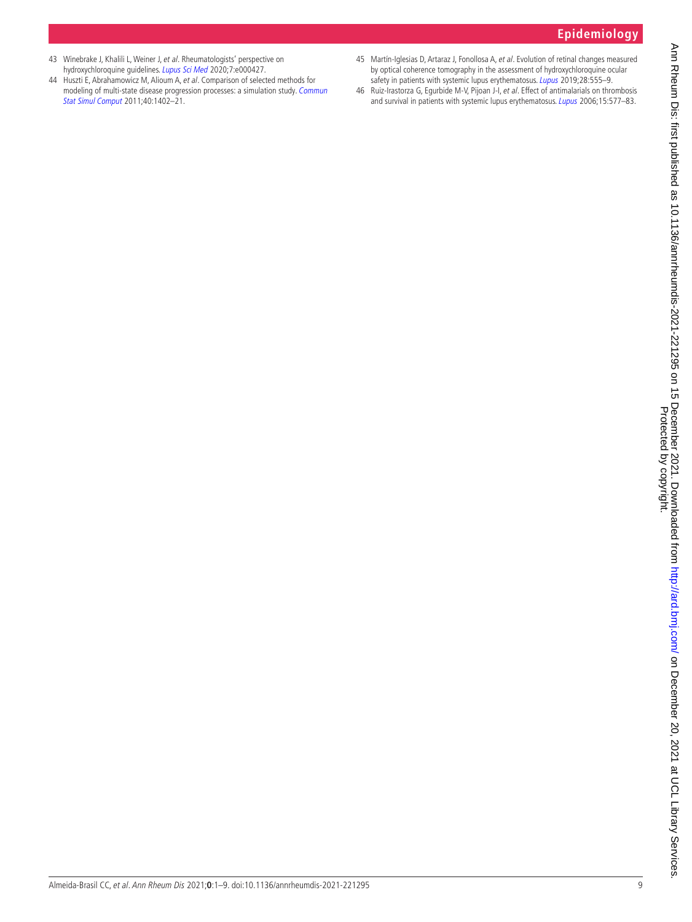43 Winebrake J, Khalili L, Weiner J, *et al*. Rheumatologists' perspective on hydroxychloroquine guidelines. *Lupus Sci Med* 2020;7:e000427.

44 Huszti E, Abrahamowicz M, Alioum A, *et al*. Comparison of selected methods for modeling of multi-state disease progression processes: a simulation study. *Commun Stat Simul Comput* 2011;40:1402–21.

45 Martín-Iglesias D, Artaraz J, Fonollosa A, *et al*. Evolution of retinal changes measured by optical coherence tomography in the assessment of hydroxychloroquine ocular safety in patients with systemic lupus erythematosus. *Lupus* 2019;28:555–9.

46 Ruiz-Irastorza G, Egurbide M-V, Pijoan J-I, *et al*. Effect of antimalarials on thrombosis and survival in patients with systemic lupus erythematosus. *Lupus* 2006;15:577–83.